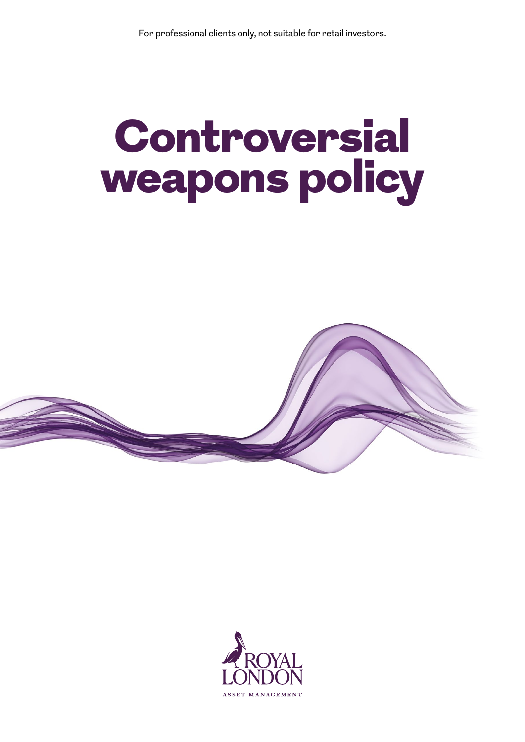For professional clients only, not suitable for retail investors.

# Controversial weapons policy

ROYAL LONDON
ASSET MANAGEMENT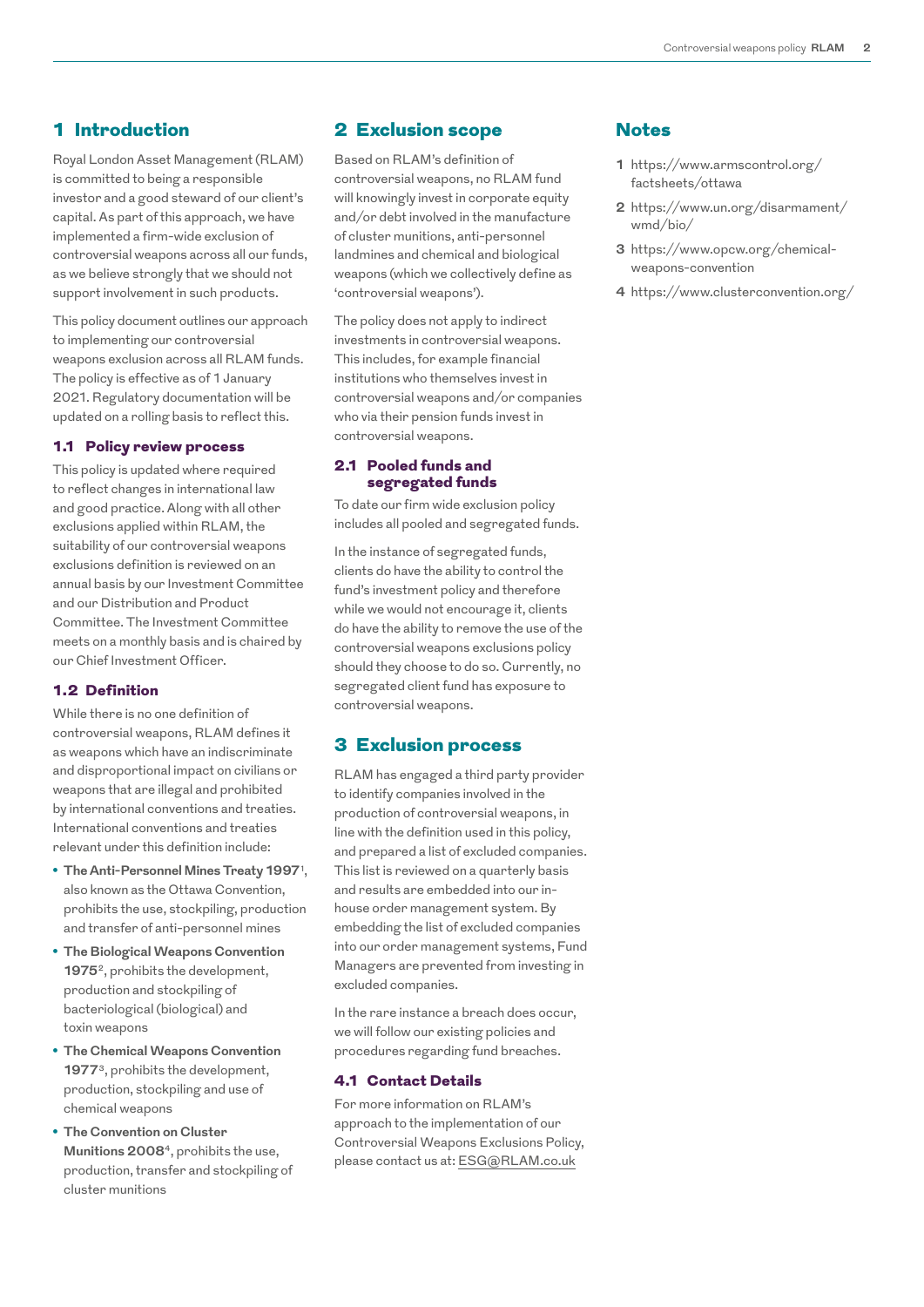## 1 Introduction

Royal London Asset Management (RLAM) is committed to being a responsible investor and a good steward of our client's capital. As part of this approach, we have implemented a firm-wide exclusion of controversial weapons across all our funds, as we believe strongly that we should not support involvement in such products.

This policy document outlines our approach to implementing our controversial weapons exclusion across all RLAM funds. The policy is effective as of 1 January 2021. Regulatory documentation will be updated on a rolling basis to reflect this.

### 1.1 Policy review process

This policy is updated where required to reflect changes in international law and good practice. Along with all other exclusions applied within RLAM, the suitability of our controversial weapons exclusions definition is reviewed on an annual basis by our Investment Committee and our Distribution and Product Committee. The Investment Committee meets on a monthly basis and is chaired by our Chief Investment Officer.

### 1.2 Definition

While there is no one definition of controversial weapons, RLAM defines it as weapons which have an indiscriminate and disproportional impact on civilians or weapons that are illegal and prohibited by international conventions and treaties. International conventions and treaties relevant under this definition include:

- **The Anti-Personnel Mines Treaty 1997**[1], also known as the Ottawa Convention, prohibits the use, stockpiling, production and transfer of anti-personnel mines
- **The Biological Weapons Convention 1975**[2], prohibits the development, production and stockpiling of bacteriological (biological) and toxin weapons
- **The Chemical Weapons Convention 1977**[3], prohibits the development, production, stockpiling and use of chemical weapons
- **The Convention on Cluster Munitions 2008**[4], prohibits the use, production, transfer and stockpiling of cluster munitions

## 2 Exclusion scope

Based on RLAM's definition of controversial weapons, no RLAM fund will knowingly invest in corporate equity and/or debt involved in the manufacture of cluster munitions, anti-personnel landmines and chemical and biological weapons (which we collectively define as 'controversial weapons').

The policy does not apply to indirect investments in controversial weapons. This includes, for example financial institutions who themselves invest in controversial weapons and/or companies who via their pension funds invest in controversial weapons.

### 2.1 Pooled funds and segregated funds

To date our firm wide exclusion policy includes all pooled and segregated funds.

In the instance of segregated funds, clients do have the ability to control the fund's investment policy and therefore while we would not encourage it, clients do have the ability to remove the use of the controversial weapons exclusions policy should they choose to do so. Currently, no segregated client fund has exposure to controversial weapons.

## 3 Exclusion process

RLAM has engaged a third party provider to identify companies involved in the production of controversial weapons, in line with the definition used in this policy, and prepared a list of excluded companies. This list is reviewed on a quarterly basis and results are embedded into our in-house order management system. By embedding the list of excluded companies into our order management systems, Fund Managers are prevented from investing in excluded companies.

In the rare instance a breach does occur, we will follow our existing policies and procedures regarding fund breaches.

### 4.1 Contact Details

For more information on RLAM's approach to the implementation of our Controversial Weapons Exclusions Policy, please contact us at: ESG@RLAM.co.uk

## Notes

1. https://www.armscontrol.org/factsheets/ottawa
2. https://www.un.org/disarmament/wmd/bio/
3. https://www.opcw.org/chemical-weapons-convention
4. https://www.clusterconvention.org/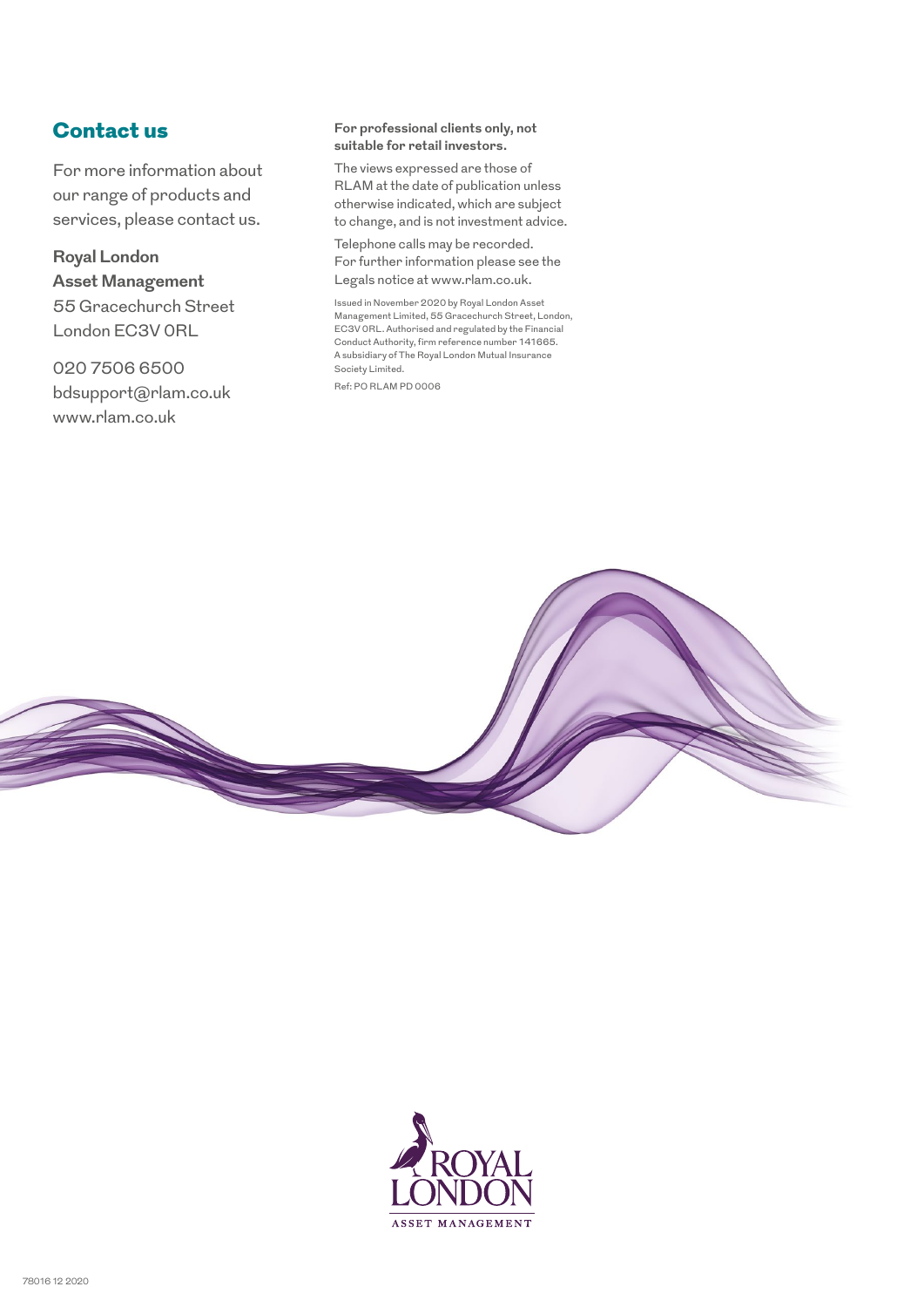## Contact us

For more information about our range of products and services, please contact us.

**Royal London Asset Management**
55 Gracechurch Street
London EC3V 0RL

020 7506 6500
bdsupport@rlam.co.uk
www.rlam.co.uk

**For professional clients only, not suitable for retail investors.**

The views expressed are those of RLAM at the date of publication unless otherwise indicated, which are subject to change, and is not investment advice.

Telephone calls may be recorded. For further information please see the Legals notice at www.rlam.co.uk.

Issued in November 2020 by Royal London Asset Management Limited, 55 Gracechurch Street, London, EC3V 0RL. Authorised and regulated by the Financial Conduct Authority, firm reference number 141665. A subsidiary of The Royal London Mutual Insurance Society Limited.

Ref: PO RLAM PD 0006

ROYAL LONDON
ASSET MANAGEMENT

78016 12 2020